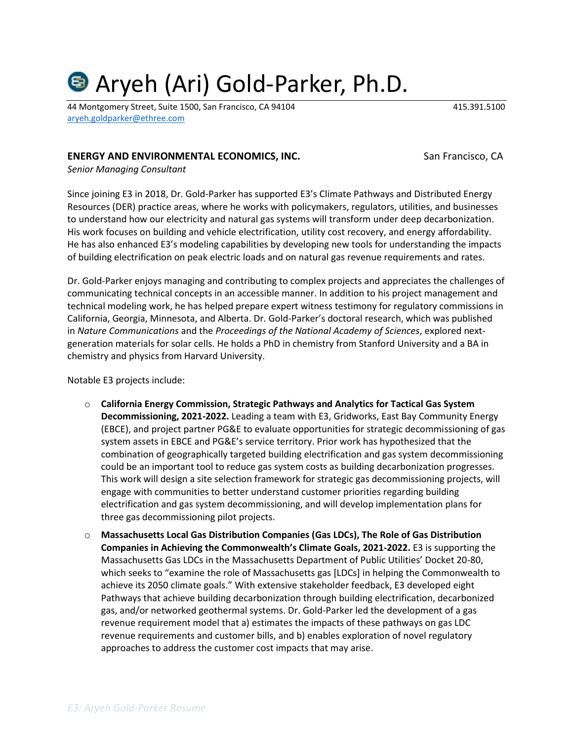# Aryeh (Ari) Gold-Parker, Ph.D.

44 Montgomery Street, Suite 1500, San Francisco, CA 94104 415.391.5100
aryeh.goldparker@ethree.com

**ENERGY AND ENVIRONMENTAL ECONOMICS, INC.** San Francisco, CA
*Senior Managing Consultant*

Since joining E3 in 2018, Dr. Gold-Parker has supported E3's Climate Pathways and Distributed Energy Resources (DER) practice areas, where he works with policymakers, regulators, utilities, and businesses to understand how our electricity and natural gas systems will transform under deep decarbonization. His work focuses on building and vehicle electrification, utility cost recovery, and energy affordability. He has also enhanced E3's modeling capabilities by developing new tools for understanding the impacts of building electrification on peak electric loads and on natural gas revenue requirements and rates.

Dr. Gold-Parker enjoys managing and contributing to complex projects and appreciates the challenges of communicating technical concepts in an accessible manner. In addition to his project management and technical modeling work, he has helped prepare expert witness testimony for regulatory commissions in California, Georgia, Minnesota, and Alberta. Dr. Gold-Parker's doctoral research, which was published in *Nature Communications* and the *Proceedings of the National Academy of Sciences*, explored next-generation materials for solar cells. He holds a PhD in chemistry from Stanford University and a BA in chemistry and physics from Harvard University.

Notable E3 projects include:

- **California Energy Commission, Strategic Pathways and Analytics for Tactical Gas System Decommissioning, 2021-2022.** Leading a team with E3, Gridworks, East Bay Community Energy (EBCE), and project partner PG&E to evaluate opportunities for strategic decommissioning of gas system assets in EBCE and PG&E's service territory. Prior work has hypothesized that the combination of geographically targeted building electrification and gas system decommissioning could be an important tool to reduce gas system costs as building decarbonization progresses. This work will design a site selection framework for strategic gas decommissioning projects, will engage with communities to better understand customer priorities regarding building electrification and gas system decommissioning, and will develop implementation plans for three gas decommissioning pilot projects.
- **Massachusetts Local Gas Distribution Companies (Gas LDCs), The Role of Gas Distribution Companies in Achieving the Commonwealth's Climate Goals, 2021-2022.** E3 is supporting the Massachusetts Gas LDCs in the Massachusetts Department of Public Utilities' Docket 20-80, which seeks to "examine the role of Massachusetts gas [LDCs] in helping the Commonwealth to achieve its 2050 climate goals." With extensive stakeholder feedback, E3 developed eight Pathways that achieve building decarbonization through building electrification, decarbonized gas, and/or networked geothermal systems. Dr. Gold-Parker led the development of a gas revenue requirement model that a) estimates the impacts of these pathways on gas LDC revenue requirements and customer bills, and b) enables exploration of novel regulatory approaches to address the customer cost impacts that may arise.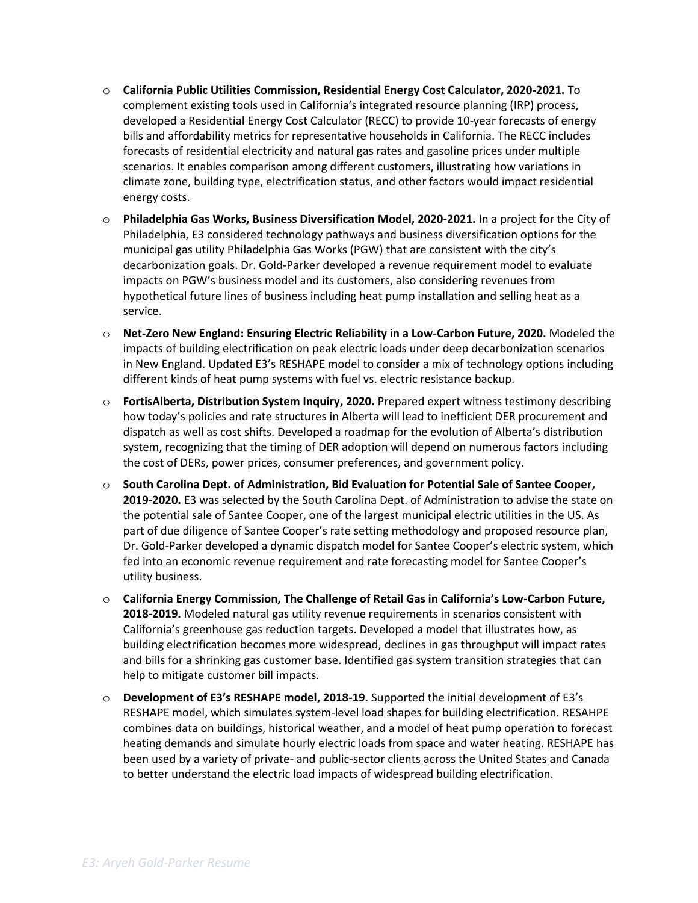- **California Public Utilities Commission, Residential Energy Cost Calculator, 2020-2021.** To complement existing tools used in California's integrated resource planning (IRP) process, developed a Residential Energy Cost Calculator (RECC) to provide 10-year forecasts of energy bills and affordability metrics for representative households in California. The RECC includes forecasts of residential electricity and natural gas rates and gasoline prices under multiple scenarios. It enables comparison among different customers, illustrating how variations in climate zone, building type, electrification status, and other factors would impact residential energy costs.
- **Philadelphia Gas Works, Business Diversification Model, 2020-2021.** In a project for the City of Philadelphia, E3 considered technology pathways and business diversification options for the municipal gas utility Philadelphia Gas Works (PGW) that are consistent with the city's decarbonization goals. Dr. Gold-Parker developed a revenue requirement model to evaluate impacts on PGW's business model and its customers, also considering revenues from hypothetical future lines of business including heat pump installation and selling heat as a service.
- **Net-Zero New England: Ensuring Electric Reliability in a Low-Carbon Future, 2020.** Modeled the impacts of building electrification on peak electric loads under deep decarbonization scenarios in New England. Updated E3's RESHAPE model to consider a mix of technology options including different kinds of heat pump systems with fuel vs. electric resistance backup.
- **FortisAlberta, Distribution System Inquiry, 2020.** Prepared expert witness testimony describing how today's policies and rate structures in Alberta will lead to inefficient DER procurement and dispatch as well as cost shifts. Developed a roadmap for the evolution of Alberta's distribution system, recognizing that the timing of DER adoption will depend on numerous factors including the cost of DERs, power prices, consumer preferences, and government policy.
- **South Carolina Dept. of Administration, Bid Evaluation for Potential Sale of Santee Cooper, 2019-2020.** E3 was selected by the South Carolina Dept. of Administration to advise the state on the potential sale of Santee Cooper, one of the largest municipal electric utilities in the US. As part of due diligence of Santee Cooper's rate setting methodology and proposed resource plan, Dr. Gold-Parker developed a dynamic dispatch model for Santee Cooper's electric system, which fed into an economic revenue requirement and rate forecasting model for Santee Cooper's utility business.
- **California Energy Commission, The Challenge of Retail Gas in California's Low-Carbon Future, 2018-2019.** Modeled natural gas utility revenue requirements in scenarios consistent with California's greenhouse gas reduction targets. Developed a model that illustrates how, as building electrification becomes more widespread, declines in gas throughput will impact rates and bills for a shrinking gas customer base. Identified gas system transition strategies that can help to mitigate customer bill impacts.
- **Development of E3's RESHAPE model, 2018-19.** Supported the initial development of E3's RESHAPE model, which simulates system-level load shapes for building electrification. RESAHPE combines data on buildings, historical weather, and a model of heat pump operation to forecast heating demands and simulate hourly electric loads from space and water heating. RESHAPE has been used by a variety of private- and public-sector clients across the United States and Canada to better understand the electric load impacts of widespread building electrification.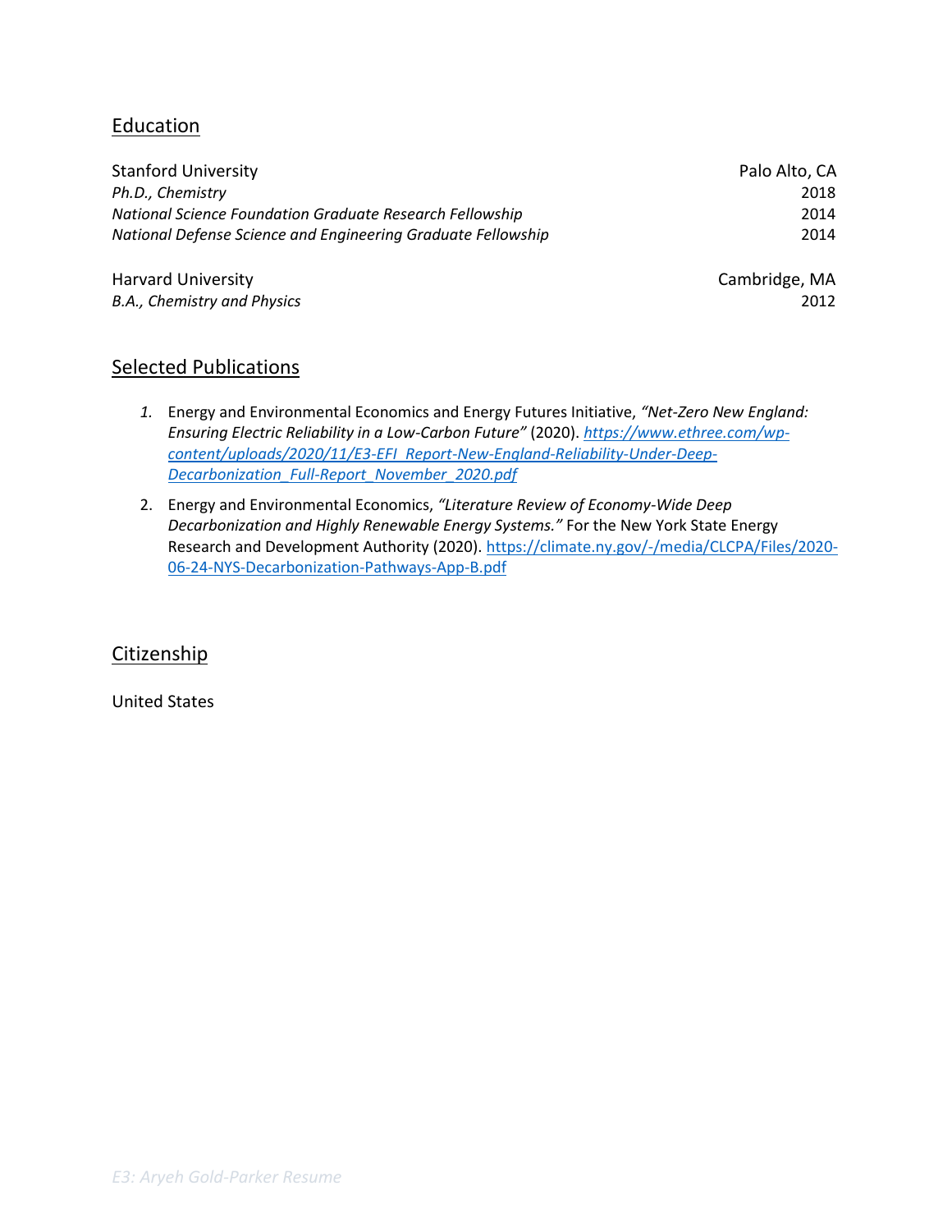## Education

Stanford University — Palo Alto, CA
*Ph.D., Chemistry* — 2018
*National Science Foundation Graduate Research Fellowship* — 2014
*National Defense Science and Engineering Graduate Fellowship* — 2014

Harvard University — Cambridge, MA
*B.A., Chemistry and Physics* — 2012

## Selected Publications

1. Energy and Environmental Economics and Energy Futures Initiative, *"Net-Zero New England: Ensuring Electric Reliability in a Low-Carbon Future"* (2020). *https://www.ethree.com/wp-content/uploads/2020/11/E3-EFI_Report-New-England-Reliability-Under-Deep-Decarbonization_Full-Report_November_2020.pdf*
2. Energy and Environmental Economics, *"Literature Review of Economy-Wide Deep Decarbonization and Highly Renewable Energy Systems."* For the New York State Energy Research and Development Authority (2020). https://climate.ny.gov/-/media/CLCPA/Files/2020-06-24-NYS-Decarbonization-Pathways-App-B.pdf

## Citizenship

United States